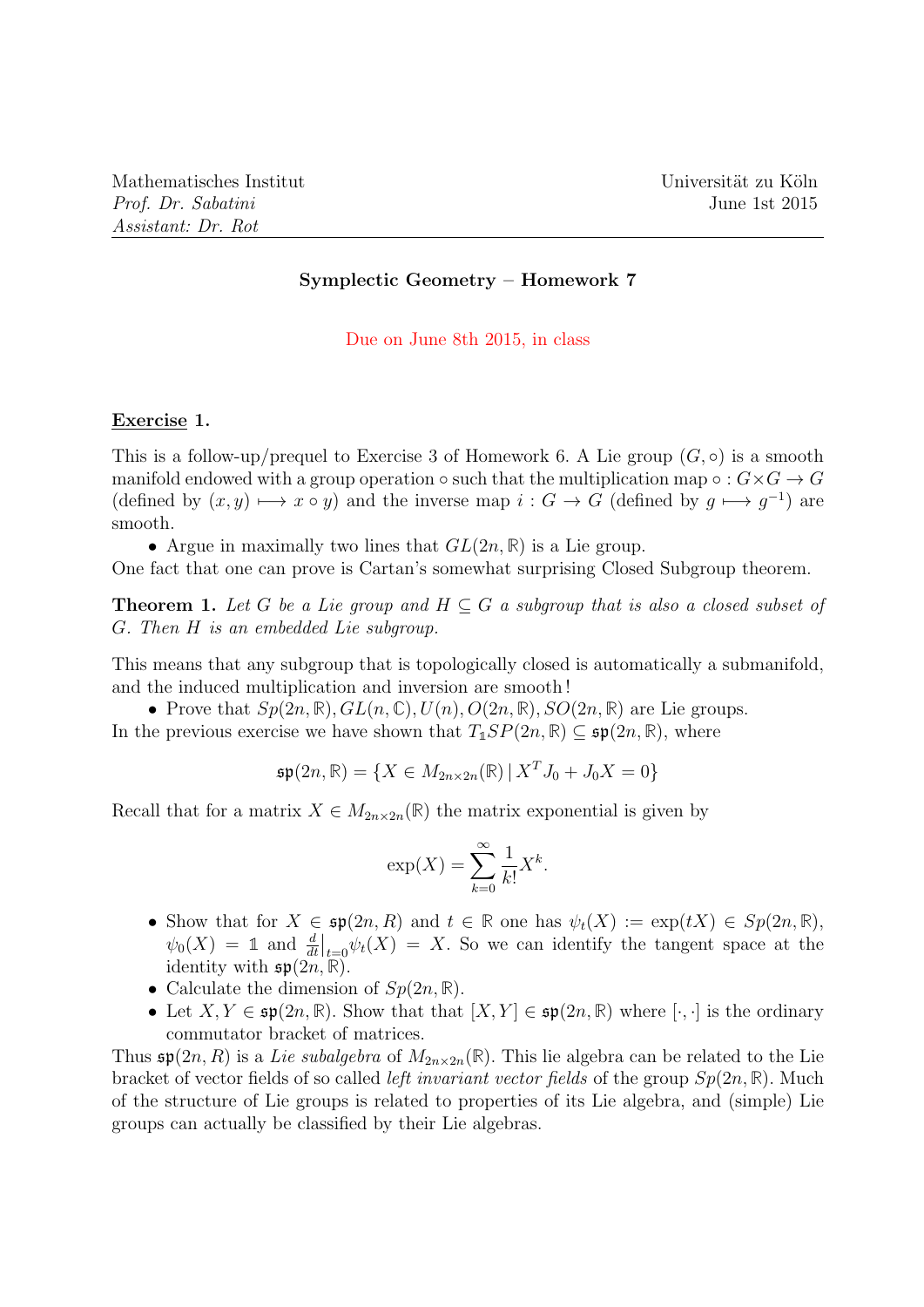Mathematisches Institut
*Prof. Dr. Sabatini*
*Assistant: Dr. Rot*

Universität zu Köln
June 1st 2015

---

**Symplectic Geometry – Homework 7**

Due on June 8th 2015, in class

## Exercise 1.

This is a follow-up/prequel to Exercise 3 of Homework 6. A Lie group $(G, \circ)$ is a smooth manifold endowed with a group operation $\circ$ such that the multiplication map $\circ : G \times G \to G$ (defined by $(x, y) \longmapsto x \circ y$) and the inverse map $i : G \to G$ (defined by $g \longmapsto g^{-1}$) are smooth.

- Argue in maximally two lines that $GL(2n, \mathbb{R})$ is a Lie group.

One fact that one can prove is Cartan's somewhat surprising Closed Subgroup theorem.

**Theorem 1.** *Let $G$ be a Lie group and $H \subseteq G$ a subgroup that is also a closed subset of $G$. Then $H$ is an embedded Lie subgroup.*

This means that any subgroup that is topologically closed is automatically a submanifold, and the induced multiplication and inversion are smooth!

- Prove that $Sp(2n, \mathbb{R}), GL(n, \mathbb{C}), U(n), O(2n, \mathbb{R}), SO(2n, \mathbb{R})$ are Lie groups.

In the previous exercise we have shown that $T_{\mathbb{1}} SP(2n, \mathbb{R}) \subseteq \mathfrak{sp}(2n, \mathbb{R})$, where

$$\mathfrak{sp}(2n, \mathbb{R}) = \{X \in M_{2n \times 2n}(\mathbb{R}) \,|\, X^T J_0 + J_0 X = 0\}$$

Recall that for a matrix $X \in M_{2n \times 2n}(\mathbb{R})$ the matrix exponential is given by

$$\exp(X) = \sum_{k=0}^{\infty} \frac{1}{k!} X^k.$$

- Show that for $X \in \mathfrak{sp}(2n, R)$ and $t \in \mathbb{R}$ one has $\psi_t(X) := \exp(tX) \in Sp(2n, \mathbb{R})$, $\psi_0(X) = \mathbb{1}$ and $\frac{d}{dt}\Big|_{t=0} \psi_t(X) = X$. So we can identify the tangent space at the identity with $\mathfrak{sp}(2n, \mathbb{R})$.
- Calculate the dimension of $Sp(2n, \mathbb{R})$.
- Let $X, Y \in \mathfrak{sp}(2n, \mathbb{R})$. Show that that $[X, Y] \in \mathfrak{sp}(2n, \mathbb{R})$ where $[\cdot, \cdot]$ is the ordinary commutator bracket of matrices.

Thus $\mathfrak{sp}(2n, R)$ is a *Lie subalgebra* of $M_{2n \times 2n}(\mathbb{R})$. This lie algebra can be related to the Lie bracket of vector fields of so called *left invariant vector fields* of the group $Sp(2n, \mathbb{R})$. Much of the structure of Lie groups is related to properties of its Lie algebra, and (simple) Lie groups can actually be classified by their Lie algebras.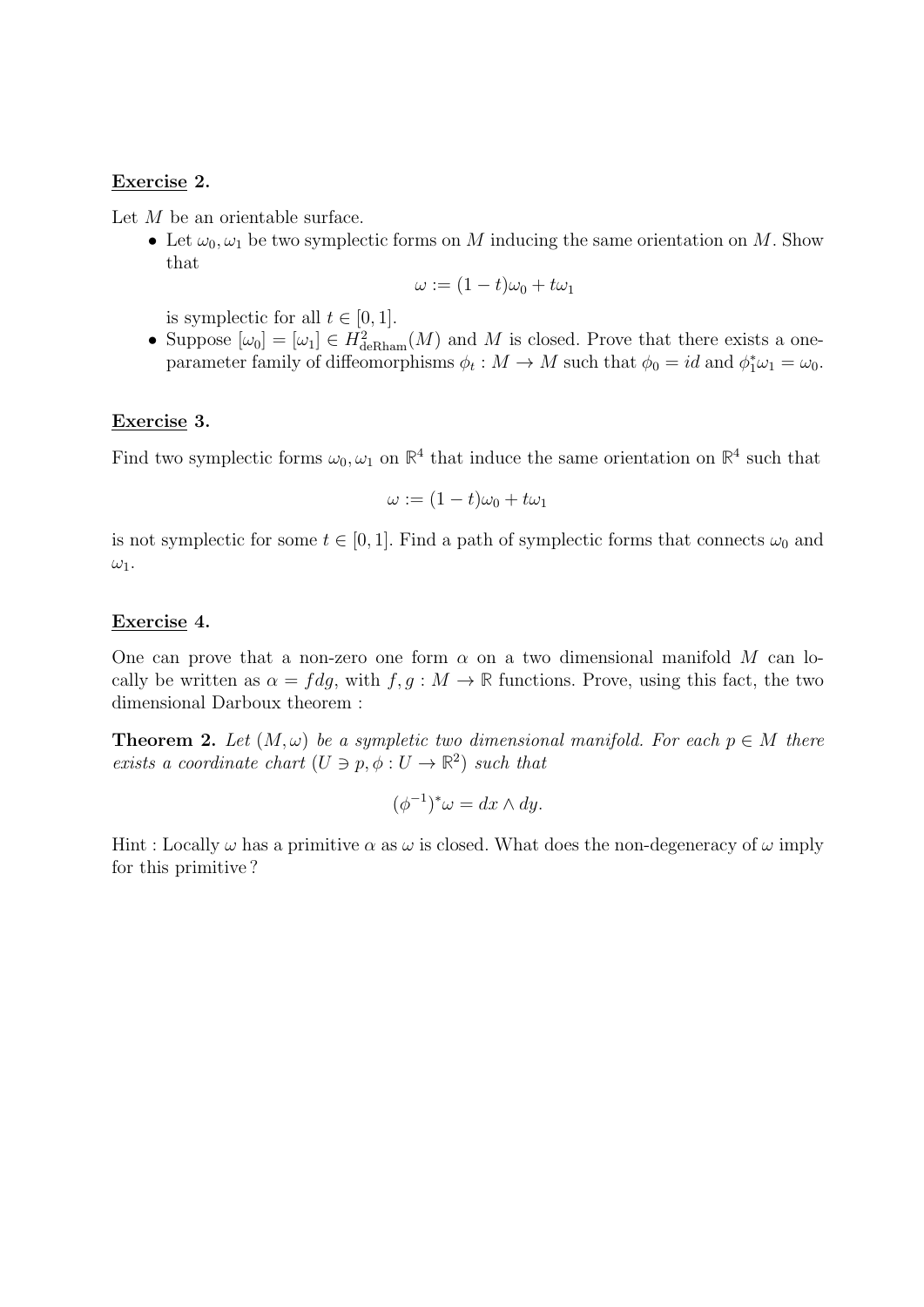**<u>Exercise</u> 2.**

Let $M$ be an orientable surface.

- Let $\omega_0, \omega_1$ be two symplectic forms on $M$ inducing the same orientation on $M$. Show that

$$\omega := (1-t)\omega_0 + t\omega_1$$

is symplectic for all $t \in [0,1]$.

- Suppose $[\omega_0] = [\omega_1] \in H^2_{\text{deRham}}(M)$ and $M$ is closed. Prove that there exists a one-parameter family of diffeomorphisms $\phi_t : M \to M$ such that $\phi_0 = id$ and $\phi_1^* \omega_1 = \omega_0$.

**<u>Exercise</u> 3.**

Find two symplectic forms $\omega_0, \omega_1$ on $\mathbb{R}^4$ that induce the same orientation on $\mathbb{R}^4$ such that

$$\omega := (1-t)\omega_0 + t\omega_1$$

is not symplectic for some $t \in [0,1]$. Find a path of symplectic forms that connects $\omega_0$ and $\omega_1$.

**<u>Exercise</u> 4.**

One can prove that a non-zero one form $\alpha$ on a two dimensional manifold $M$ can locally be written as $\alpha = f dg$, with $f, g : M \to \mathbb{R}$ functions. Prove, using this fact, the two dimensional Darboux theorem :

**Theorem 2.** *Let $(M, \omega)$ be a sympletic two dimensional manifold. For each $p \in M$ there exists a coordinate chart $(U \ni p, \phi : U \to \mathbb{R}^2)$ such that*

$$(\phi^{-1})^* \omega = dx \wedge dy.$$

Hint : Locally $\omega$ has a primitive $\alpha$ as $\omega$ is closed. What does the non-degeneracy of $\omega$ imply for this primitive ?